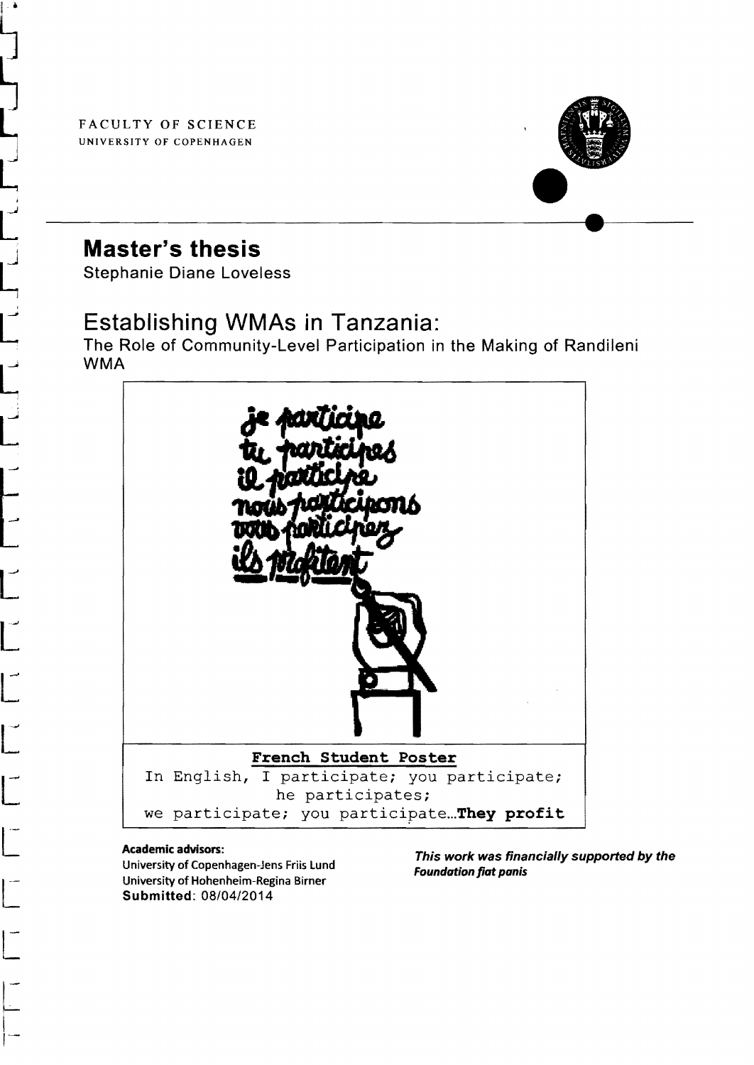FACULTY OF SCIENCE
UNIVERSITY OF COPENHAGEN

# Master's thesis

Stephanie Diane Loveless

## Establishing WMAs in Tanzania:

The Role of Community-Level Participation in the Making of Randileni WMA

**French Student Poster**

In English, I participate; you participate; he participates; we participate; you participate...**They profit**

**Academic advisors:**
University of Copenhagen-Jens Friis Lund
University of Hohenheim-Regina Birner
**Submitted**: 08/04/2014

***This work was financially supported by the Foundation fiat panis***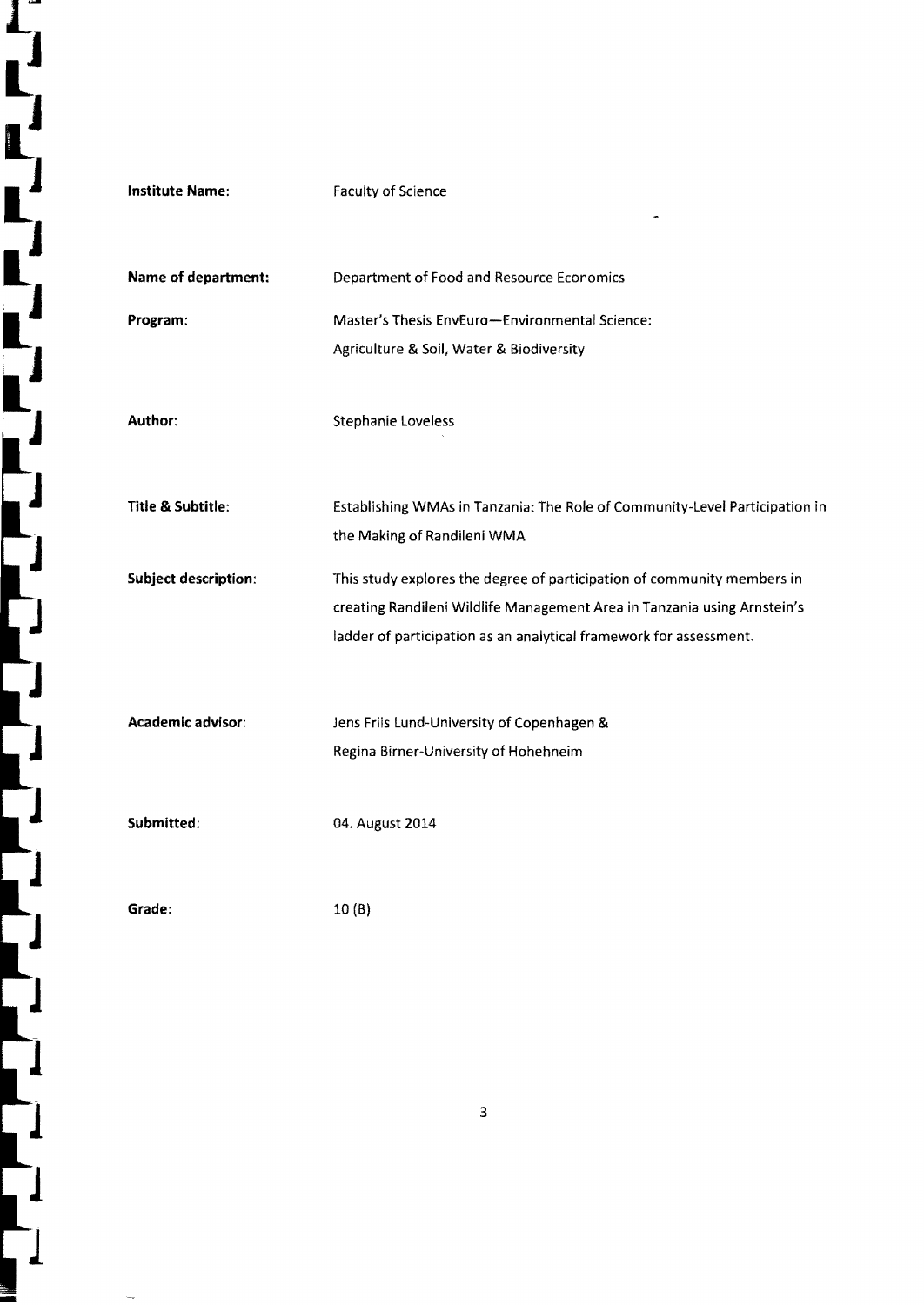**Institute Name:** Faculty of Science

**Name of department:** Department of Food and Resource Economics

**Program:** Master's Thesis EnvEuro—Environmental Science: Agriculture & Soil, Water & Biodiversity

**Author:** Stephanie Loveless

**Title & Subtitle:** Establishing WMAs in Tanzania: The Role of Community-Level Participation in the Making of Randileni WMA

**Subject description:** This study explores the degree of participation of community members in creating Randileni Wildlife Management Area in Tanzania using Arnstein's ladder of participation as an analytical framework for assessment.

**Academic advisor:** Jens Friis Lund-University of Copenhagen & Regina Birner-University of Hohehneim

**Submitted:** 04. August 2014

**Grade:** 10 (B)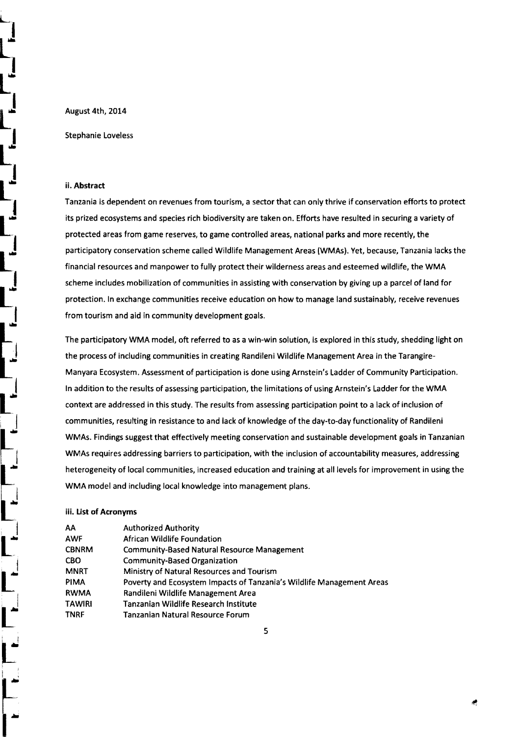August 4th, 2014

Stephanie Loveless

### ii. Abstract

Tanzania is dependent on revenues from tourism, a sector that can only thrive if conservation efforts to protect its prized ecosystems and species rich biodiversity are taken on. Efforts have resulted in securing a variety of protected areas from game reserves, to game controlled areas, national parks and more recently, the participatory conservation scheme called Wildlife Management Areas (WMAs). Yet, because, Tanzania lacks the financial resources and manpower to fully protect their wilderness areas and esteemed wildlife, the WMA scheme includes mobilization of communities in assisting with conservation by giving up a parcel of land for protection. In exchange communities receive education on how to manage land sustainably, receive revenues from tourism and aid in community development goals.

The participatory WMA model, oft referred to as a win-win solution, is explored in this study, shedding light on the process of including communities in creating Randileni Wildlife Management Area in the Tarangire-Manyara Ecosystem. Assessment of participation is done using Arnstein's Ladder of Community Participation. In addition to the results of assessing participation, the limitations of using Arnstein's Ladder for the WMA context are addressed in this study. The results from assessing participation point to a lack of inclusion of communities, resulting in resistance to and lack of knowledge of the day-to-day functionality of Randileni WMAs. Findings suggest that effectively meeting conservation and sustainable development goals in Tanzanian WMAs requires addressing barriers to participation, with the inclusion of accountability measures, addressing heterogeneity of local communities, increased education and training at all levels for improvement in using the WMA model and including local knowledge into management plans.

### iii. List of Acronyms

| | |
|---|---|
| AA | Authorized Authority |
| AWF | African Wildlife Foundation |
| CBNRM | Community-Based Natural Resource Management |
| CBO | Community-Based Organization |
| MNRT | Ministry of Natural Resources and Tourism |
| PIMA | Poverty and Ecosystem Impacts of Tanzania's Wildlife Management Areas |
| RWMA | Randileni Wildlife Management Area |
| TAWIRI | Tanzanian Wildlife Research Institute |
| TNRF | Tanzanian Natural Resource Forum |